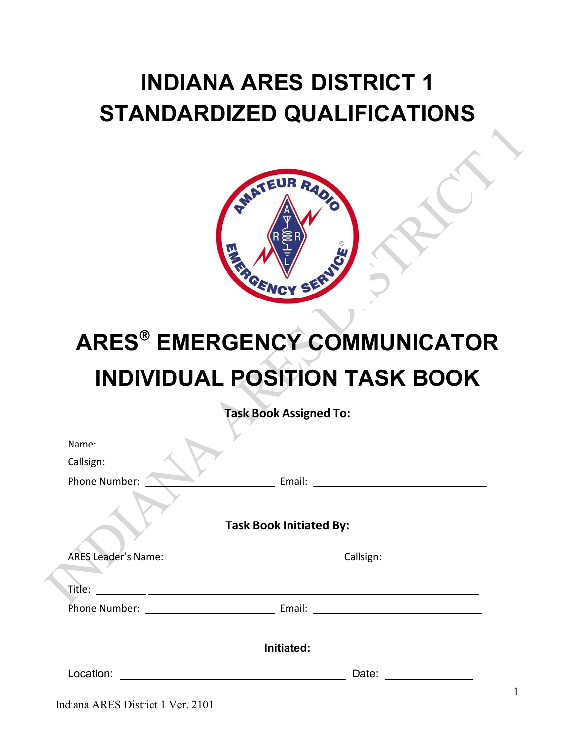# INDIANA ARES DISTRICT 1 STANDARDIZED QUALIFICATIONS

# ARES® EMERGENCY COMMUNICATOR INDIVIDUAL POSITION TASK BOOK

**Task Book Assigned To:**

Name: ____________________

Callsign: ____________________

Phone Number: ____________________ Email: ____________________

**Task Book Initiated By:**

ARES Leader's Name: ____________________ Callsign: ____________________

Title: ____________________

Phone Number: ____________________ Email: ____________________

**Initiated:**

Location: ____________________ Date: ____________________

Indiana ARES District 1 Ver. 2101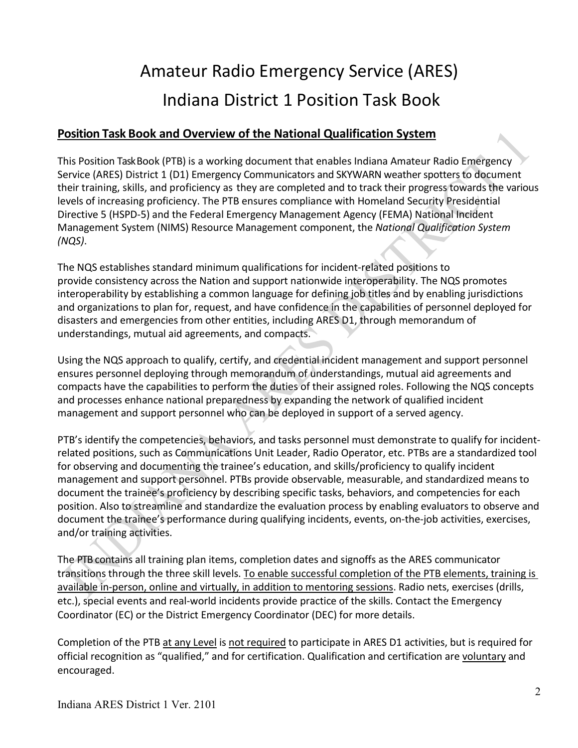# Amateur Radio Emergency Service (ARES)

# Indiana District 1 Position Task Book

## Position Task Book and Overview of the National Qualification System

This Position TaskBook (PTB) is a working document that enables Indiana Amateur Radio Emergency Service (ARES) District 1 (D1) Emergency Communicators and SKYWARN weather spotters to document their training, skills, and proficiency as they are completed and to track their progress towards the various levels of increasing proficiency. The PTB ensures compliance with Homeland Security Presidential Directive 5 (HSPD-5) and the Federal Emergency Management Agency (FEMA) National Incident Management System (NIMS) Resource Management component, the *National Qualification System (NQS)*.

The NQS establishes standard minimum qualifications for incident-related positions to provide consistency across the Nation and support nationwide interoperability. The NQS promotes interoperability by establishing a common language for defining job titles and by enabling jurisdictions and organizations to plan for, request, and have confidence in the capabilities of personnel deployed for disasters and emergencies from other entities, including ARES D1, through memorandum of understandings, mutual aid agreements, and compacts.

Using the NQS approach to qualify, certify, and credential incident management and support personnel ensures personnel deploying through memorandum of understandings, mutual aid agreements and compacts have the capabilities to perform the duties of their assigned roles. Following the NQS concepts and processes enhance national preparedness by expanding the network of qualified incident management and support personnel who can be deployed in support of a served agency.

PTB's identify the competencies, behaviors, and tasks personnel must demonstrate to qualify for incident-related positions, such as Communications Unit Leader, Radio Operator, etc. PTBs are a standardized tool for observing and documenting the trainee's education, and skills/proficiency to qualify incident management and support personnel. PTBs provide observable, measurable, and standardized means to document the trainee's proficiency by describing specific tasks, behaviors, and competencies for each position. Also to streamline and standardize the evaluation process by enabling evaluators to observe and document the trainee's performance during qualifying incidents, events, on-the-job activities, exercises, and/or training activities.

The PTB contains all training plan items, completion dates and signoffs as the ARES communicator transitions through the three skill levels. <u>To enable successful completion of the PTB elements, training is available in-person, online and virtually, in addition to mentoring sessions</u>. Radio nets, exercises (drills, etc.), special events and real-world incidents provide practice of the skills. Contact the Emergency Coordinator (EC) or the District Emergency Coordinator (DEC) for more details.

Completion of the PTB <u>at any Level</u> is <u>not required</u> to participate in ARES D1 activities, but is required for official recognition as "qualified," and for certification. Qualification and certification are <u>voluntary</u> and encouraged.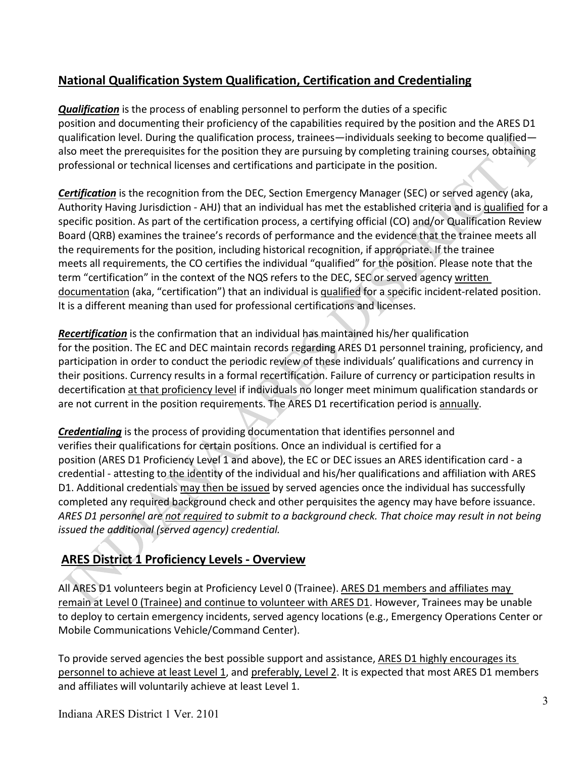## National Qualification System Qualification, Certification and Credentialing

***Qualification*** is the process of enabling personnel to perform the duties of a specific position and documenting their proficiency of the capabilities required by the position and the ARES D1 qualification level. During the qualification process, trainees—individuals seeking to become qualified—also meet the prerequisites for the position they are pursuing by completing training courses, obtaining professional or technical licenses and certifications and participate in the position.

***Certification*** is the recognition from the DEC, Section Emergency Manager (SEC) or served agency (aka, Authority Having Jurisdiction - AHJ) that an individual has met the established criteria and is qualified for a specific position. As part of the certification process, a certifying official (CO) and/or Qualification Review Board (QRB) examines the trainee's records of performance and the evidence that the trainee meets all the requirements for the position, including historical recognition, if appropriate. If the trainee meets all requirements, the CO certifies the individual "qualified" for the position. Please note that the term "certification" in the context of the NQS refers to the DEC, SEC or served agency written documentation (aka, "certification") that an individual is qualified for a specific incident-related position. It is a different meaning than used for professional certifications and licenses.

***Recertification*** is the confirmation that an individual has maintained his/her qualification for the position. The EC and DEC maintain records regarding ARES D1 personnel training, proficiency, and participation in order to conduct the periodic review of these individuals' qualifications and currency in their positions. Currency results in a formal recertification. Failure of currency or participation results in decertification at that proficiency level if individuals no longer meet minimum qualification standards or are not current in the position requirements. The ARES D1 recertification period is annually.

***Credentialing*** is the process of providing documentation that identifies personnel and verifies their qualifications for certain positions. Once an individual is certified for a position (ARES D1 Proficiency Level 1 and above), the EC or DEC issues an ARES identification card - a credential - attesting to the identity of the individual and his/her qualifications and affiliation with ARES D1. Additional credentials may then be issued by served agencies once the individual has successfully completed any required background check and other perquisites the agency may have before issuance. *ARES D1 personnel are not required to submit to a background check. That choice may result in not being issued the additional (served agency) credential.*

## ARES District 1 Proficiency Levels - Overview

All ARES D1 volunteers begin at Proficiency Level 0 (Trainee). ARES D1 members and affiliates may remain at Level 0 (Trainee) and continue to volunteer with ARES D1. However, Trainees may be unable to deploy to certain emergency incidents, served agency locations (e.g., Emergency Operations Center or Mobile Communications Vehicle/Command Center).

To provide served agencies the best possible support and assistance, ARES D1 highly encourages its personnel to achieve at least Level 1, and preferably, Level 2. It is expected that most ARES D1 members and affiliates will voluntarily achieve at least Level 1.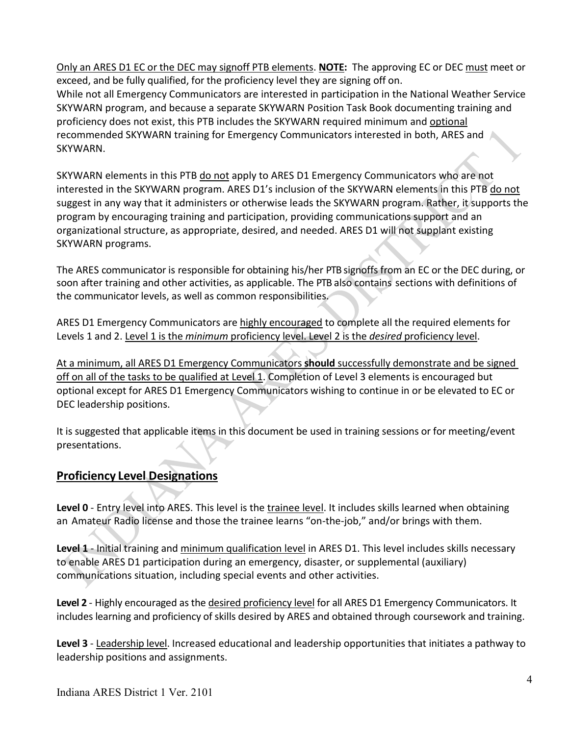Only an ARES D1 EC or the DEC may signoff PTB elements. **NOTE:** The approving EC or DEC must meet or exceed, and be fully qualified, for the proficiency level they are signing off on.
While not all Emergency Communicators are interested in participation in the National Weather Service SKYWARN program, and because a separate SKYWARN Position Task Book documenting training and proficiency does not exist, this PTB includes the SKYWARN required minimum and optional recommended SKYWARN training for Emergency Communicators interested in both, ARES and SKYWARN.

SKYWARN elements in this PTB do not apply to ARES D1 Emergency Communicators who are not interested in the SKYWARN program. ARES D1's inclusion of the SKYWARN elements in this PTB do not suggest in any way that it administers or otherwise leads the SKYWARN program. Rather, it supports the program by encouraging training and participation, providing communications support and an organizational structure, as appropriate, desired, and needed. ARES D1 will not supplant existing SKYWARN programs.

The ARES communicator is responsible for obtaining his/her PTB signoffs from an EC or the DEC during, or soon after training and other activities, as applicable. The PTB also contains sections with definitions of the communicator levels, as well as common responsibilities.

ARES D1 Emergency Communicators are highly encouraged to complete all the required elements for Levels 1 and 2. Level 1 is the *minimum* proficiency level. Level 2 is the *desired* proficiency level.

At a minimum, all ARES D1 Emergency Communicators **should** successfully demonstrate and be signed off on all of the tasks to be qualified at Level 1. Completion of Level 3 elements is encouraged but optional except for ARES D1 Emergency Communicators wishing to continue in or be elevated to EC or DEC leadership positions.

It is suggested that applicable items in this document be used in training sessions or for meeting/event presentations.

## Proficiency Level Designations

**Level 0** - Entry level into ARES. This level is the trainee level. It includes skills learned when obtaining an Amateur Radio license and those the trainee learns "on-the-job," and/or brings with them.

**Level 1** - Initial training and minimum qualification level in ARES D1. This level includes skills necessary to enable ARES D1 participation during an emergency, disaster, or supplemental (auxiliary) communications situation, including special events and other activities.

**Level 2** - Highly encouraged as the desired proficiency level for all ARES D1 Emergency Communicators. It includes learning and proficiency of skills desired by ARES and obtained through coursework and training.

**Level 3** - Leadership level. Increased educational and leadership opportunities that initiates a pathway to leadership positions and assignments.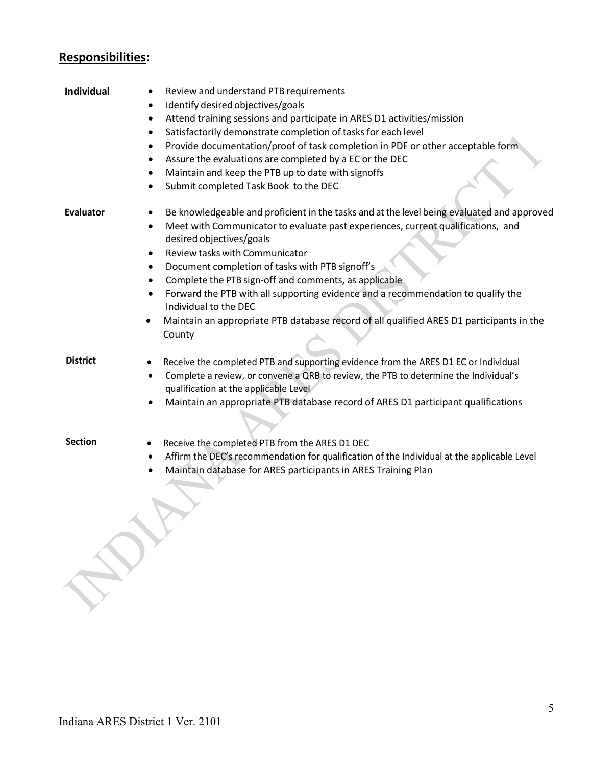## **Responsibilities**:

**Individual**

- Review and understand PTB requirements
- Identify desired objectives/goals
- Attend training sessions and participate in ARES D1 activities/mission
- Satisfactorily demonstrate completion of tasks for each level
- Provide documentation/proof of task completion in PDF or other acceptable form
- Assure the evaluations are completed by a EC or the DEC
- Maintain and keep the PTB up to date with signoffs
- Submit completed Task Book to the DEC

**Evaluator**

- Be knowledgeable and proficient in the tasks and at the level being evaluated and approved
- Meet with Communicator to evaluate past experiences, current qualifications, and desired objectives/goals
- Review tasks with Communicator
- Document completion of tasks with PTB signoff's
- Complete the PTB sign-off and comments, as applicable
- Forward the PTB with all supporting evidence and a recommendation to qualify the Individual to the DEC
- Maintain an appropriate PTB database record of all qualified ARES D1 participants in the County

**District**

- Receive the completed PTB and supporting evidence from the ARES D1 EC or Individual
- Complete a review, or convene a QRB to review, the PTB to determine the Individual's qualification at the applicable Level
- Maintain an appropriate PTB database record of ARES D1 participant qualifications

**Section**

- Receive the completed PTB from the ARES D1 DEC
- Affirm the DEC's recommendation for qualification of the Individual at the applicable Level
- Maintain database for ARES participants in ARES Training Plan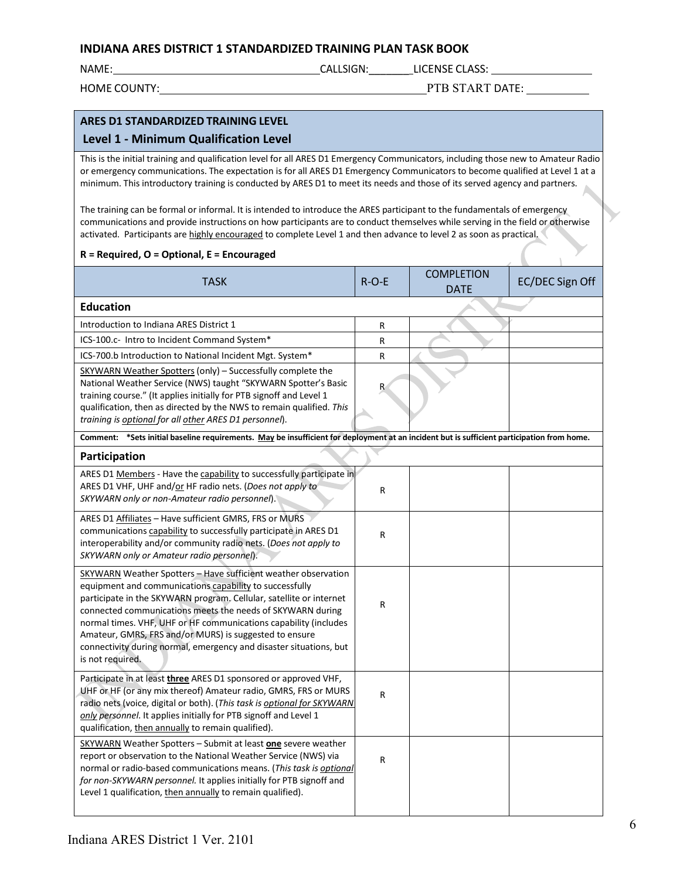## INDIANA ARES DISTRICT 1 STANDARDIZED TRAINING PLAN TASK BOOK

NAME: ______________________ CALLSIGN: ________ LICENSE CLASS: ______________

HOME COUNTY: ______________________________ PTB START DATE: __________

### ARES D1 STANDARDIZED TRAINING LEVEL
### Level 1 - Minimum Qualification Level

This is the initial training and qualification level for all ARES D1 Emergency Communicators, including those new to Amateur Radio or emergency communications. The expectation is for all ARES D1 Emergency Communicators to become qualified at Level 1 at a minimum. This introductory training is conducted by ARES D1 to meet its needs and those of its served agency and partners.

The training can be formal or informal. It is intended to introduce the ARES participant to the fundamentals of emergency communications and provide instructions on how participants are to conduct themselves while serving in the field or otherwise activated. Participants are <u>highly encouraged</u> to complete Level 1 and then advance to level 2 as soon as practical.

**R = Required, O = Optional, E = Encouraged**

| TASK | R-O-E | COMPLETION DATE | EC/DEC Sign Off |
|---|---|---|---|
| **Education** | | | |
| Introduction to Indiana ARES District 1 | R | | |
| ICS-100.c- Intro to Incident Command System* | R | | |
| ICS-700.b Introduction to National Incident Mgt. System* | R | | |
| <u>SKYWARN Weather Spotters</u> (only) – Successfully complete the National Weather Service (NWS) taught "SKYWARN Spotter's Basic training course." (It applies initially for PTB signoff and Level 1 qualification, then as directed by the NWS to remain qualified. *This training is <u>optional</u> for all <u>other</u> ARES D1 personnel*). | R | | |
| **Comment: \*Sets initial baseline requirements. <u>May</u> be insufficient for deployment at an incident but is sufficient participation from home.** | | | |
| **Participation** | | | |
| ARES D1 <u>Members</u> - Have the <u>capability</u> to successfully participate in ARES D1 VHF, UHF and/<u>or</u> HF radio nets. (*Does not apply to SKYWARN only or non-Amateur radio personnel*). | R | | |
| ARES D1 <u>Affiliates</u> – Have sufficient GMRS, FRS or MURS communications <u>capability</u> to successfully participate in ARES D1 interoperability and/or community radio nets. (*Does not apply to SKYWARN only or Amateur radio personnel*). | R | | |
| <u>SKYWARN</u> Weather Spotters – Have sufficient weather observation equipment and communications <u>capability</u> to successfully participate in the SKYWARN program. Cellular, satellite or internet connected communications meets the needs of SKYWARN during normal times. VHF, UHF or HF communications capability (includes Amateur, GMRS, FRS and/or MURS) is suggested to ensure connectivity during normal, emergency and disaster situations, but is not required. | R | | |
| Participate in at least <u>**three**</u> ARES D1 sponsored or approved VHF, UHF or HF (or any mix thereof) Amateur radio, GMRS, FRS or MURS radio nets (voice, digital or both). (*This task is <u>optional</u> for SKYWARN <u>only</u> personnel*. It applies initially for PTB signoff and Level 1 qualification, <u>then annually</u> to remain qualified). | R | | |
| <u>SKYWARN</u> Weather Spotters – Submit at least <u>**one**</u> severe weather report or observation to the National Weather Service (NWS) via normal or radio-based communications means. (*This task is <u>optional</u> for non-SKYWARN personnel.* It applies initially for PTB signoff and Level 1 qualification, <u>then annually</u> to remain qualified). | R | | |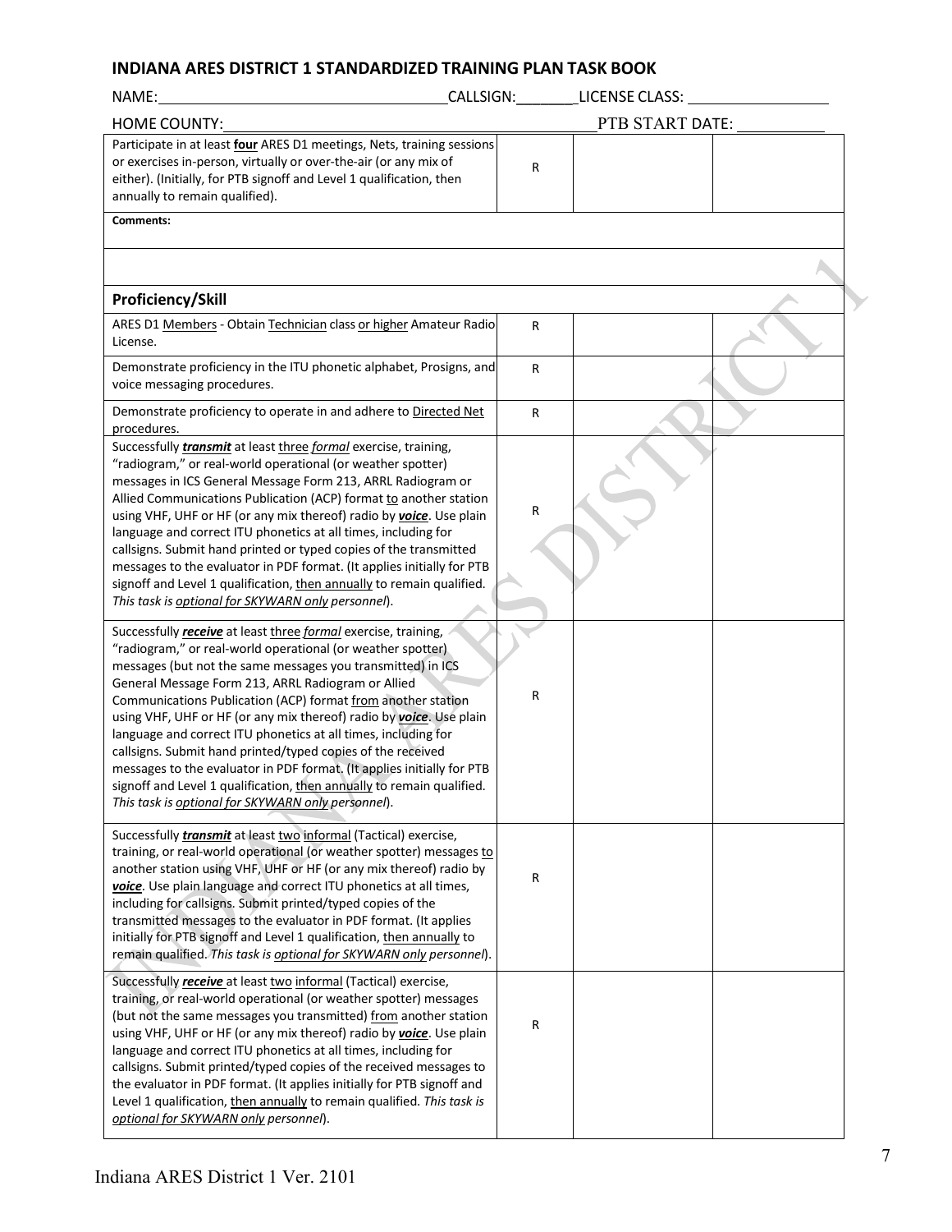## INDIANA ARES DISTRICT 1 STANDARDIZED TRAINING PLAN TASK BOOK

NAME:____________________ CALLSIGN:_______ LICENSE CLASS: ____________

HOME COUNTY:____________________ PTB START DATE: ________

| | | | |
|---|---|---|---|
| Participate in at least **four** ARES D1 meetings, Nets, training sessions or exercises in-person, virtually or over-the-air (or any mix of either). (Initially, for PTB signoff and Level 1 qualification, then annually to remain qualified). | R | | |
| **Comments:** | | | |
| | | | |
| **Proficiency/Skill** | | | |
| ARES D1 Members - Obtain Technician class or higher Amateur Radio License. | R | | |
| Demonstrate proficiency in the ITU phonetic alphabet, Prosigns, and voice messaging procedures. | R | | |
| Demonstrate proficiency to operate in and adhere to Directed Net procedures. | R | | |
| Successfully ***transmit*** at least three *formal* exercise, training, "radiogram," or real-world operational (or weather spotter) messages in ICS General Message Form 213, ARRL Radiogram or Allied Communications Publication (ACP) format to another station using VHF, UHF or HF (or any mix thereof) radio by ***voice***. Use plain language and correct ITU phonetics at all times, including for callsigns. Submit hand printed or typed copies of the transmitted messages to the evaluator in PDF format. (It applies initially for PTB signoff and Level 1 qualification, then annually to remain qualified. *This task is optional for SKYWARN only personnel*). | R | | |
| Successfully ***receive*** at least three *formal* exercise, training, "radiogram," or real-world operational (or weather spotter) messages (but not the same messages you transmitted) in ICS General Message Form 213, ARRL Radiogram or Allied Communications Publication (ACP) format from another station using VHF, UHF or HF (or any mix thereof) radio by ***voice***. Use plain language and correct ITU phonetics at all times, including for callsigns. Submit hand printed/typed copies of the received messages to the evaluator in PDF format. (It applies initially for PTB signoff and Level 1 qualification, then annually to remain qualified. *This task is optional for SKYWARN only personnel*). | R | | |
| Successfully ***transmit*** at least two informal (Tactical) exercise, training, or real-world operational (or weather spotter) messages to another station using VHF, UHF or HF (or any mix thereof) radio by ***voice***. Use plain language and correct ITU phonetics at all times, including for callsigns. Submit printed/typed copies of the transmitted messages to the evaluator in PDF format. (It applies initially for PTB signoff and Level 1 qualification, then annually to remain qualified. *This task is optional for SKYWARN only personnel*). | R | | |
| Successfully ***receive*** at least two informal (Tactical) exercise, training, or real-world operational (or weather spotter) messages (but not the same messages you transmitted) from another station using VHF, UHF or HF (or any mix thereof) radio by ***voice***. Use plain language and correct ITU phonetics at all times, including for callsigns. Submit printed/typed copies of the received messages to the evaluator in PDF format. (It applies initially for PTB signoff and Level 1 qualification, then annually to remain qualified. *This task is optional for SKYWARN only personnel*). | R | | |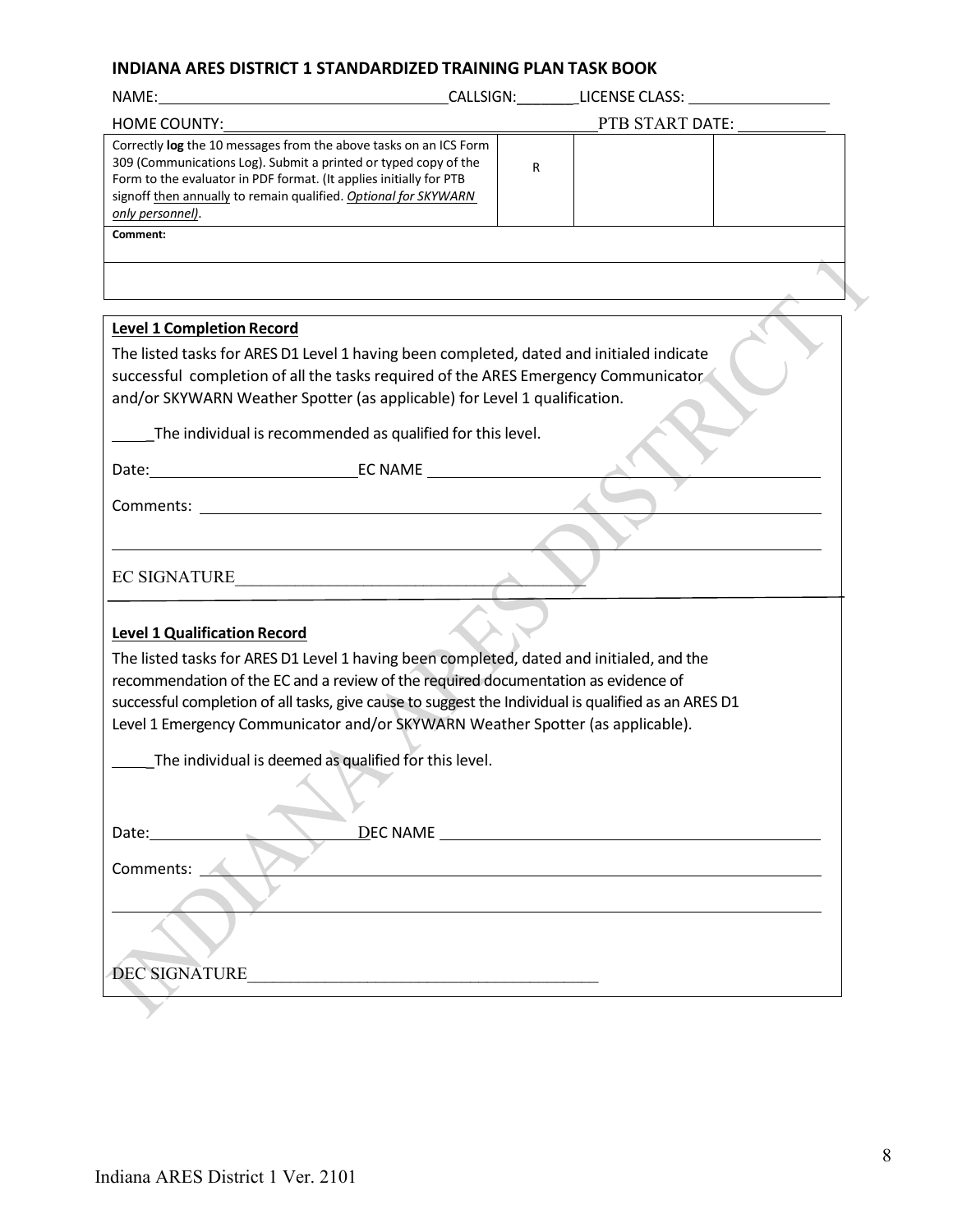**INDIANA ARES DISTRICT 1 STANDARDIZED TRAINING PLAN TASK BOOK**

NAME:\_\_\_\_\_\_\_\_\_\_\_\_\_\_\_\_\_\_\_\_\_\_\_\_\_\_\_\_\_\_\_\_\_\_\_\_CALLSIGN:\_\_\_\_\_\_\_LICENSE CLASS: \_\_\_\_\_\_\_\_\_\_\_\_\_\_\_\_\_

HOME COUNTY:\_\_\_\_\_\_\_\_\_\_\_\_\_\_\_\_\_\_\_\_\_\_\_\_\_\_\_\_\_\_\_\_\_\_\_\_\_\_\_\_\_\_\_\_\_\_\_\_PTB START DATE: \_\_\_\_\_\_\_\_\_\_\_

| | | | |
|---|---|---|---|
| Correctly **log** the 10 messages from the above tasks on an ICS Form 309 (Communications Log). Submit a printed or typed copy of the Form to the evaluator in PDF format. (It applies initially for PTB signoff <u>then annually</u> to remain qualified. *<u>Optional for SKYWARN only personnel)</u>*. | R | | |
| **Comment:** | | | |

**Level 1 Completion Record**

The listed tasks for ARES D1 Level 1 having been completed, dated and initialed indicate successful completion of all the tasks required of the ARES Emergency Communicator and/or SKYWARN Weather Spotter (as applicable) for Level 1 qualification.

\_\_\_\_\_The individual is recommended as qualified for this level.

Date:\_\_\_\_\_\_\_\_\_\_\_\_\_\_\_\_\_\_\_\_\_\_\_\_\_EC NAME \_\_\_\_\_\_\_\_\_\_\_\_\_\_\_\_\_\_\_\_\_\_\_\_\_\_\_\_\_\_\_\_\_\_\_\_\_\_\_\_\_\_\_\_\_\_\_\_

Comments: \_\_\_\_\_\_\_\_\_\_\_\_\_\_\_\_\_\_\_\_\_\_\_\_\_\_\_\_\_\_\_\_\_\_\_\_\_\_\_\_\_\_\_\_\_\_\_\_\_\_\_\_\_\_\_\_\_\_\_\_\_\_\_\_\_\_\_\_\_\_\_\_\_\_

EC SIGNATURE\_\_\_\_\_\_\_\_\_\_\_\_\_\_\_\_\_\_\_\_\_\_\_\_\_\_\_\_\_\_\_\_\_\_\_\_\_\_\_\_\_\_

**Level 1 Qualification Record**

The listed tasks for ARES D1 Level 1 having been completed, dated and initialed, and the recommendation of the EC and a review of the required documentation as evidence of successful completion of all tasks, give cause to suggest the Individual is qualified as an ARES D1 Level 1 Emergency Communicator and/or SKYWARN Weather Spotter (as applicable).

\_\_\_\_\_The individual is deemed as qualified for this level.

Date:\_\_\_\_\_\_\_\_\_\_\_\_\_\_\_\_\_\_\_\_\_\_\_\_\_DEC NAME \_\_\_\_\_\_\_\_\_\_\_\_\_\_\_\_\_\_\_\_\_\_\_\_\_\_\_\_\_\_\_\_\_\_\_\_\_\_\_\_\_\_\_\_\_\_\_

Comments: \_\_\_\_\_\_\_\_\_\_\_\_\_\_\_\_\_\_\_\_\_\_\_\_\_\_\_\_\_\_\_\_\_\_\_\_\_\_\_\_\_\_\_\_\_\_\_\_\_\_\_\_\_\_\_\_\_\_\_\_\_\_\_\_\_\_\_\_\_\_\_\_\_\_

DEC SIGNATURE\_\_\_\_\_\_\_\_\_\_\_\_\_\_\_\_\_\_\_\_\_\_\_\_\_\_\_\_\_\_\_\_\_\_\_\_\_\_\_\_\_\_

Indiana ARES District 1 Ver. 2101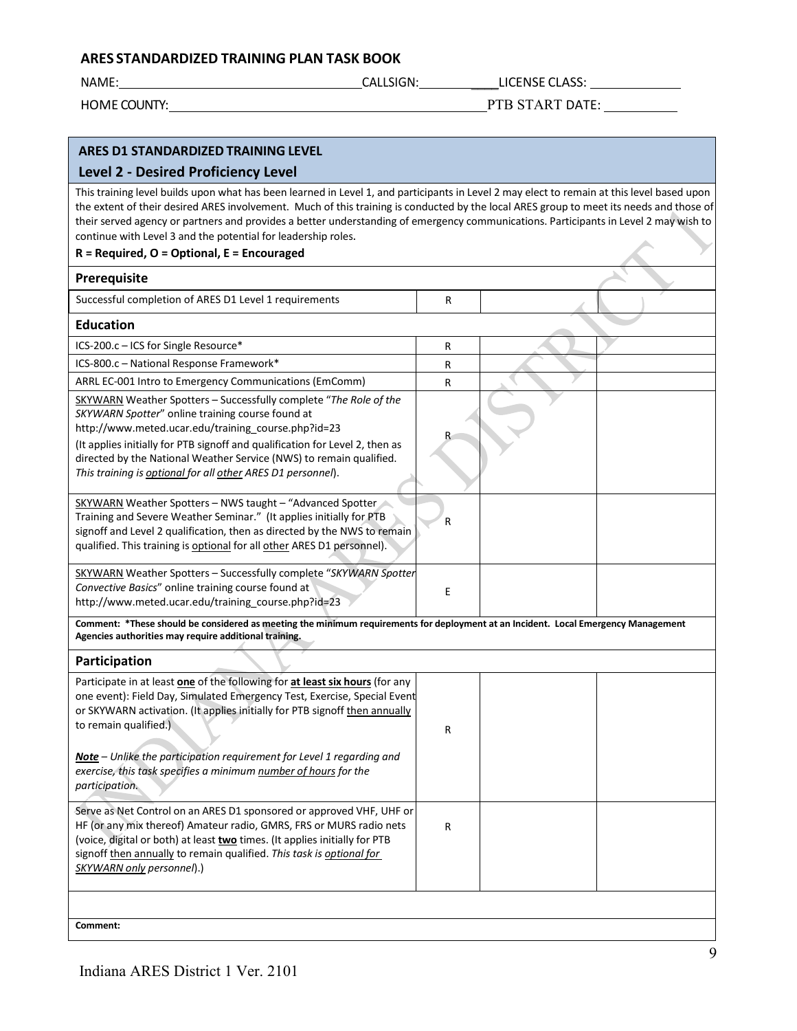## ARES STANDARDIZED TRAINING PLAN TASK BOOK

NAME: _______________ CALLSIGN: _______ LICENSE CLASS: _______

HOME COUNTY: _______________ PTB START DATE: _______

### ARES D1 STANDARDIZED TRAINING LEVEL

### Level 2 - Desired Proficiency Level

This training level builds upon what has been learned in Level 1, and participants in Level 2 may elect to remain at this level based upon the extent of their desired ARES involvement. Much of this training is conducted by the local ARES group to meet its needs and those of their served agency or partners and provides a better understanding of emergency communications. Participants in Level 2 may wish to continue with Level 3 and the potential for leadership roles.

**R = Required, O = Optional, E = Encouraged**

| **Prerequisite** | | | |
|---|---|---|---|
| Successful completion of ARES D1 Level 1 requirements | R | | |
| **Education** | | | |
| ICS-200.c – ICS for Single Resource* | R | | |
| ICS-800.c – National Response Framework* | R | | |
| ARRL EC-001 Intro to Emergency Communications (EmComm) | R | | |
| SKYWARN Weather Spotters – Successfully complete "*The Role of the SKYWARN Spotter*" online training course found at http://www.meted.ucar.edu/training_course.php?id=23 (It applies initially for PTB signoff and qualification for Level 2, then as directed by the National Weather Service (NWS) to remain qualified. *This training is optional for all other ARES D1 personnel*). | R | | |
| SKYWARN Weather Spotters – NWS taught – "Advanced Spotter Training and Severe Weather Seminar." (It applies initially for PTB signoff and Level 2 qualification, then as directed by the NWS to remain qualified. This training is optional for all other ARES D1 personnel). | R | | |
| SKYWARN Weather Spotters – Successfully complete "*SKYWARN Spotter Convective Basics*" online training course found at http://www.meted.ucar.edu/training_course.php?id=23 | E | | |
| **Comment: *These should be considered as meeting the minimum requirements for deployment at an Incident. Local Emergency Management Agencies authorities may require additional training.** | | | |
| **Participation** | | | |
| Participate in at least **one** of the following for **at least six hours** (for any one event): Field Day, Simulated Emergency Test, Exercise, Special Event or SKYWARN activation. (It applies initially for PTB signoff then annually to remain qualified.) *Note – Unlike the participation requirement for Level 1 regarding and exercise, this task specifies a minimum number of hours for the participation.* | R | | |
| Serve as Net Control on an ARES D1 sponsored or approved VHF, UHF or HF (or any mix thereof) Amateur radio, GMRS, FRS or MURS radio nets (voice, digital or both) at least **two** times. (It applies initially for PTB signoff then annually to remain qualified. *This task is optional for SKYWARN only personnel*).) | R | | |
| | | | |
| **Comment:** | | | |

Indiana ARES District 1 Ver. 2101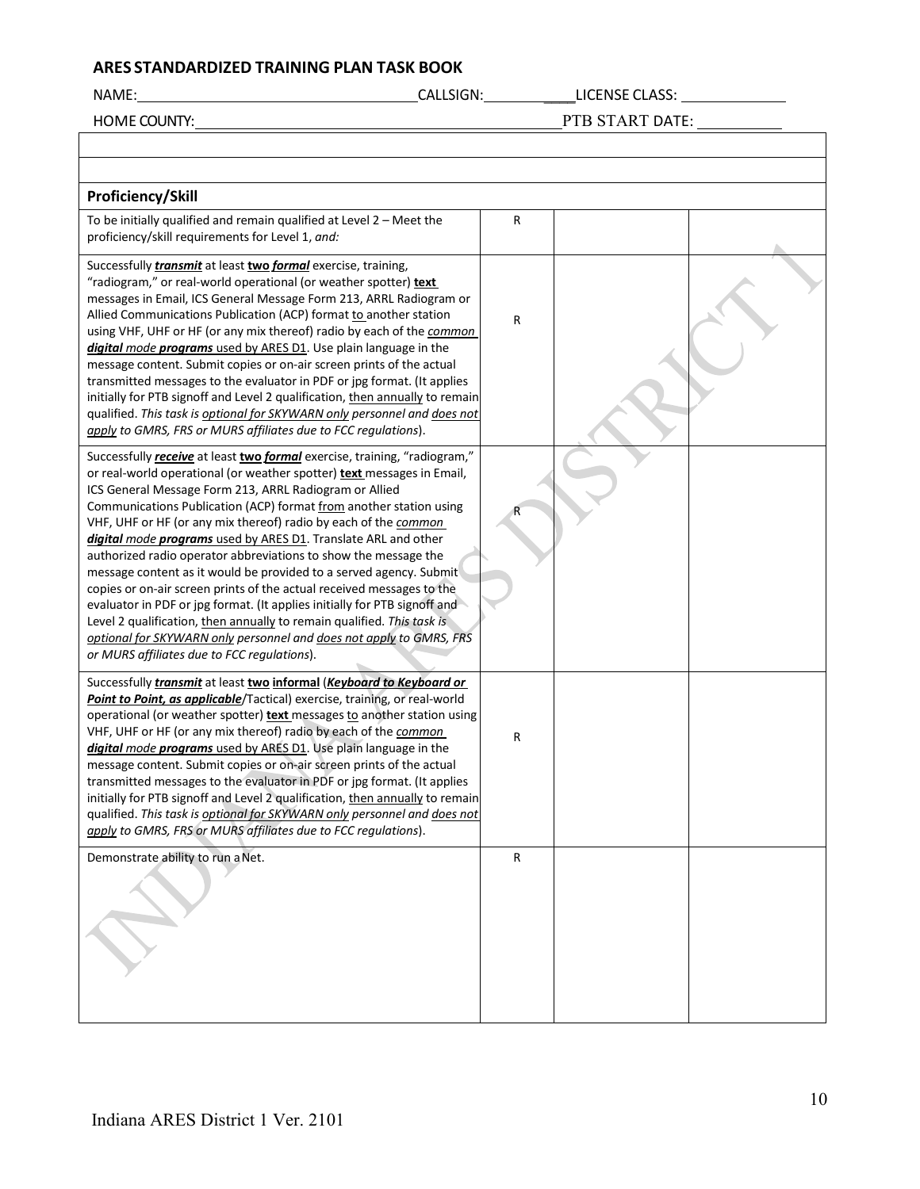## ARES STANDARDIZED TRAINING PLAN TASK BOOK

NAME:\_\_\_\_\_\_\_\_\_\_\_\_\_\_\_\_\_\_\_\_ CALLSIGN:\_\_\_\_\_\_\_\_ LICENSE CLASS:\_\_\_\_\_\_\_\_

HOME COUNTY:\_\_\_\_\_\_\_\_\_\_\_\_\_\_\_\_\_\_\_\_ PTB START DATE:\_\_\_\_\_\_\_\_

| | | | |
|---|---|---|---|
| | | | |
| | | | |
| **Proficiency/Skill** | | | |
| To be initially qualified and remain qualified at Level 2 – Meet the proficiency/skill requirements for Level 1, *and:* | R | | |
| Successfully ***transmit*** at least **two *formal*** exercise, training, "radiogram," or real-world operational (or weather spotter) **text** messages in Email, ICS General Message Form 213, ARRL Radiogram or Allied Communications Publication (ACP) format to another station using VHF, UHF or HF (or any mix thereof) radio by each of the *common* ***digital*** *mode* ***programs*** used by ARES D1. Use plain language in the message content. Submit copies or on-air screen prints of the actual transmitted messages to the evaluator in PDF or jpg format. (It applies initially for PTB signoff and Level 2 qualification, then annually to remain qualified. *This task is optional for SKYWARN only personnel and does not apply to GMRS, FRS or MURS affiliates due to FCC regulations*). | R | | |
| Successfully ***receive*** at least **two *formal*** exercise, training, "radiogram," or real-world operational (or weather spotter) **text** messages in Email, ICS General Message Form 213, ARRL Radiogram or Allied Communications Publication (ACP) format from another station using VHF, UHF or HF (or any mix thereof) radio by each of the *common* ***digital*** *mode* ***programs*** used by ARES D1. Translate ARL and other authorized radio operator abbreviations to show the message the message content as it would be provided to a served agency. Submit copies or on-air screen prints of the actual received messages to the evaluator in PDF or jpg format. (It applies initially for PTB signoff and Level 2 qualification, then annually to remain qualified. *This task is optional for SKYWARN only personnel and does not apply to GMRS, FRS or MURS affiliates due to FCC regulations*). | R | | |
| Successfully ***transmit*** at least **two informal** (***Keyboard to Keyboard or Point to Point, as applicable***/Tactical) exercise, training, or real-world operational (or weather spotter) **text** messages to another station using VHF, UHF or HF (or any mix thereof) radio by each of the *common* ***digital*** *mode* ***programs*** used by ARES D1. Use plain language in the message content. Submit copies or on-air screen prints of the actual transmitted messages to the evaluator in PDF or jpg format. (It applies initially for PTB signoff and Level 2 qualification, then annually to remain qualified. *This task is optional for SKYWARN only personnel and does not apply to GMRS, FRS or MURS affiliates due to FCC regulations*). | R | | |
| Demonstrate ability to run a Net. | R | | |

Indiana ARES District 1 Ver. 2101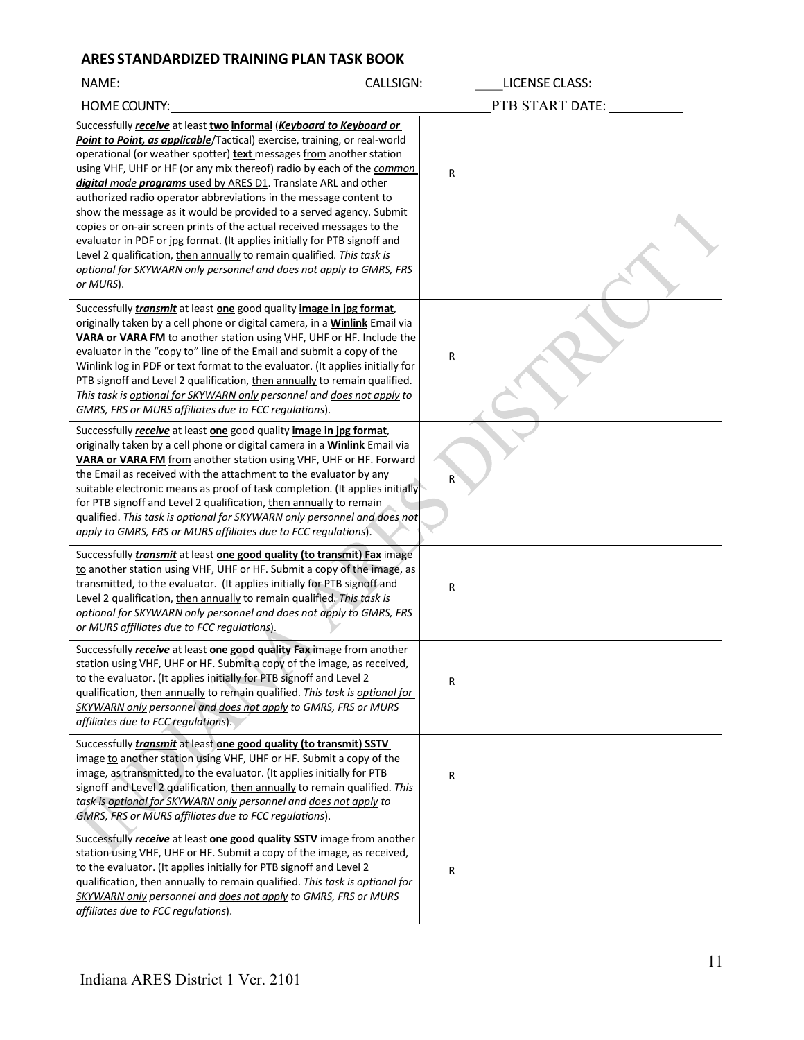## ARES STANDARDIZED TRAINING PLAN TASK BOOK

NAME:\_\_\_\_\_\_\_\_\_\_\_\_\_\_\_\_\_\_\_\_ CALLSIGN:\_\_\_\_\_\_\_\_\_\_ LICENSE CLASS: \_\_\_\_\_\_\_\_\_\_

HOME COUNTY:\_\_\_\_\_\_\_\_\_\_\_\_\_\_\_\_\_\_\_\_ PTB START DATE: \_\_\_\_\_\_\_\_\_\_

| | | | |
|---|---|---|---|
| Successfully ***receive*** at least **two informal** (***Keyboard to Keyboard or Point to Point, as applicable***/Tactical) exercise, training, or real-world operational (or weather spotter) **text** messages from another station using VHF, UHF or HF (or any mix thereof) radio by each of the ***common digital** mode **programs*** used by ARES D1. Translate ARL and other authorized radio operator abbreviations in the message content to show the message as it would be provided to a served agency. Submit copies or on-air screen prints of the actual received messages to the evaluator in PDF or jpg format. (It applies initially for PTB signoff and Level 2 qualification, then annually to remain qualified. *This task is optional for SKYWARN only personnel and does not apply to GMRS, FRS or MURS*). | R | | |
| Successfully ***transmit*** at least **one** good quality **image in jpg format**, originally taken by a cell phone or digital camera, in a **Winlink** Email via **VARA or VARA FM** to another station using VHF, UHF or HF. Include the evaluator in the "copy to" line of the Email and submit a copy of the Winlink log in PDF or text format to the evaluator. (It applies initially for PTB signoff and Level 2 qualification, then annually to remain qualified. *This task is optional for SKYWARN only personnel and does not apply to GMRS, FRS or MURS affiliates due to FCC regulations*). | R | | |
| Successfully ***receive*** at least **one** good quality **image in jpg format**, originally taken by a cell phone or digital camera in a **Winlink** Email via **VARA or VARA FM** from another station using VHF, UHF or HF. Forward the Email as received with the attachment to the evaluator by any suitable electronic means as proof of task completion. (It applies initially for PTB signoff and Level 2 qualification, then annually to remain qualified. *This task is optional for SKYWARN only personnel and does not apply to GMRS, FRS or MURS affiliates due to FCC regulations*). | R | | |
| Successfully ***transmit*** at least **one good quality (to transmit) Fax** image to another station using VHF, UHF or HF. Submit a copy of the image, as transmitted, to the evaluator. (It applies initially for PTB signoff and Level 2 qualification, then annually to remain qualified. *This task is optional for SKYWARN only personnel and does not apply to GMRS, FRS or MURS affiliates due to FCC regulations*). | R | | |
| Successfully ***receive*** at least **one good quality Fax** image from another station using VHF, UHF or HF. Submit a copy of the image, as received, to the evaluator. (It applies initially for PTB signoff and Level 2 qualification, then annually to remain qualified. *This task is optional for SKYWARN only personnel and does not apply to GMRS, FRS or MURS affiliates due to FCC regulations*). | R | | |
| Successfully ***transmit*** at least **one good quality (to transmit) SSTV** image to another station using VHF, UHF or HF. Submit a copy of the image, as transmitted, to the evaluator. (It applies initially for PTB signoff and Level 2 qualification, then annually to remain qualified. *This task is optional for SKYWARN only personnel and does not apply to GMRS, FRS or MURS affiliates due to FCC regulations*). | R | | |
| Successfully ***receive*** at least **one good quality SSTV** image from another station using VHF, UHF or HF. Submit a copy of the image, as received, to the evaluator. (It applies initially for PTB signoff and Level 2 qualification, then annually to remain qualified. *This task is optional for SKYWARN only personnel and does not apply to GMRS, FRS or MURS affiliates due to FCC regulations*). | R | | |

Indiana ARES District 1 Ver. 2101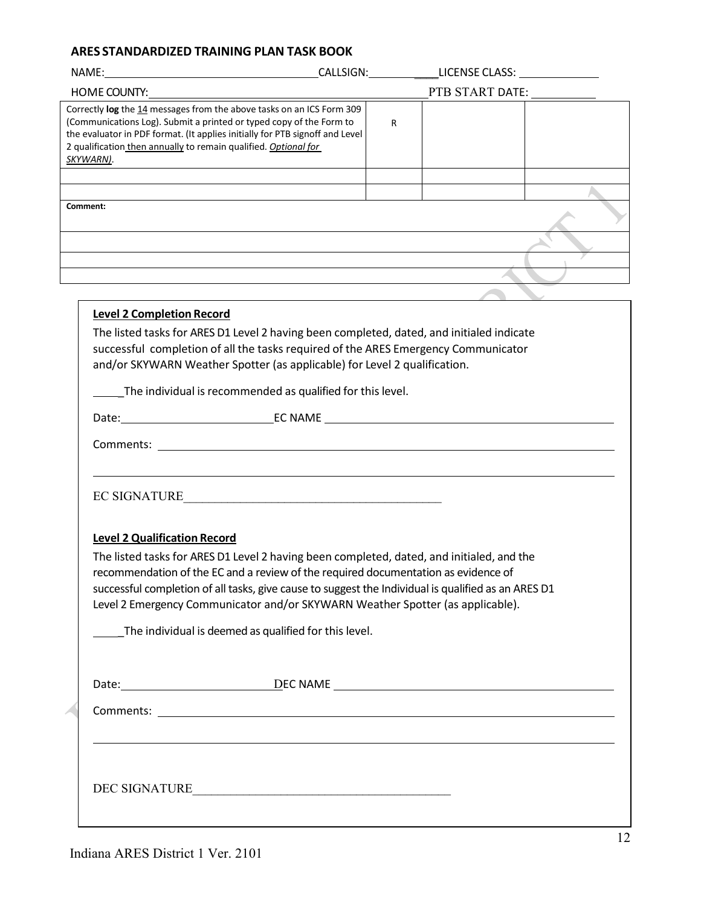## ARES STANDARDIZED TRAINING PLAN TASK BOOK

NAME:\_\_\_\_\_\_\_\_\_\_\_\_\_\_\_\_\_\_\_\_ CALLSIGN:\_\_\_\_\_\_\_\_\_\_ LICENSE CLASS: \_\_\_\_\_\_\_\_\_\_

HOME COUNTY:\_\_\_\_\_\_\_\_\_\_\_\_\_\_\_\_\_\_\_\_\_\_\_\_\_\_ PTB START DATE: \_\_\_\_\_\_\_\_\_\_

| | | | |
|---|---|---|---|
| Correctly **log** the 14 messages from the above tasks on an ICS Form 309 (Communications Log). Submit a printed or typed copy of the Form to the evaluator in PDF format. (It applies initially for PTB signoff and Level 2 qualification then annually to remain qualified. ***Optional for SKYWARN)***. | R | | |
| | | | |
| | | | |

| **Comment:** |
|---|
| |
| |
| |

**Level 2 Completion Record**

The listed tasks for ARES D1 Level 2 having been completed, dated, and initialed indicate successful completion of all the tasks required of the ARES Emergency Communicator and/or SKYWARN Weather Spotter (as applicable) for Level 2 qualification.

\_\_\_\_\_The individual is recommended as qualified for this level.

Date:\_\_\_\_\_\_\_\_\_\_\_\_\_\_\_\_\_\_ EC NAME \_\_\_\_\_\_\_\_\_\_\_\_\_\_\_\_\_\_\_\_\_\_\_\_\_\_\_\_

Comments: \_\_\_\_\_\_\_\_\_\_\_\_\_\_\_\_\_\_\_\_\_\_\_\_\_\_\_\_\_\_\_\_\_\_\_\_\_\_\_\_

EC SIGNATURE\_\_\_\_\_\_\_\_\_\_\_\_\_\_\_\_\_\_\_\_\_\_\_\_\_\_\_\_\_\_\_\_\_\_\_\_\_\_\_\_

**Level 2 Qualification Record**

The listed tasks for ARES D1 Level 2 having been completed, dated, and initialed, and the recommendation of the EC and a review of the required documentation as evidence of successful completion of all tasks, give cause to suggest the Individual is qualified as an ARES D1 Level 2 Emergency Communicator and/or SKYWARN Weather Spotter (as applicable).

\_\_\_\_\_The individual is deemed as qualified for this level.

Date:\_\_\_\_\_\_\_\_\_\_\_\_\_\_\_\_\_\_ DEC NAME \_\_\_\_\_\_\_\_\_\_\_\_\_\_\_\_\_\_\_\_\_\_\_\_\_\_\_\_

Comments: \_\_\_\_\_\_\_\_\_\_\_\_\_\_\_\_\_\_\_\_\_\_\_\_\_\_\_\_\_\_\_\_\_\_\_\_\_\_\_\_

DEC SIGNATURE\_\_\_\_\_\_\_\_\_\_\_\_\_\_\_\_\_\_\_\_\_\_\_\_\_\_\_\_\_\_\_\_\_\_\_\_\_\_\_\_

Indiana ARES District 1 Ver. 2101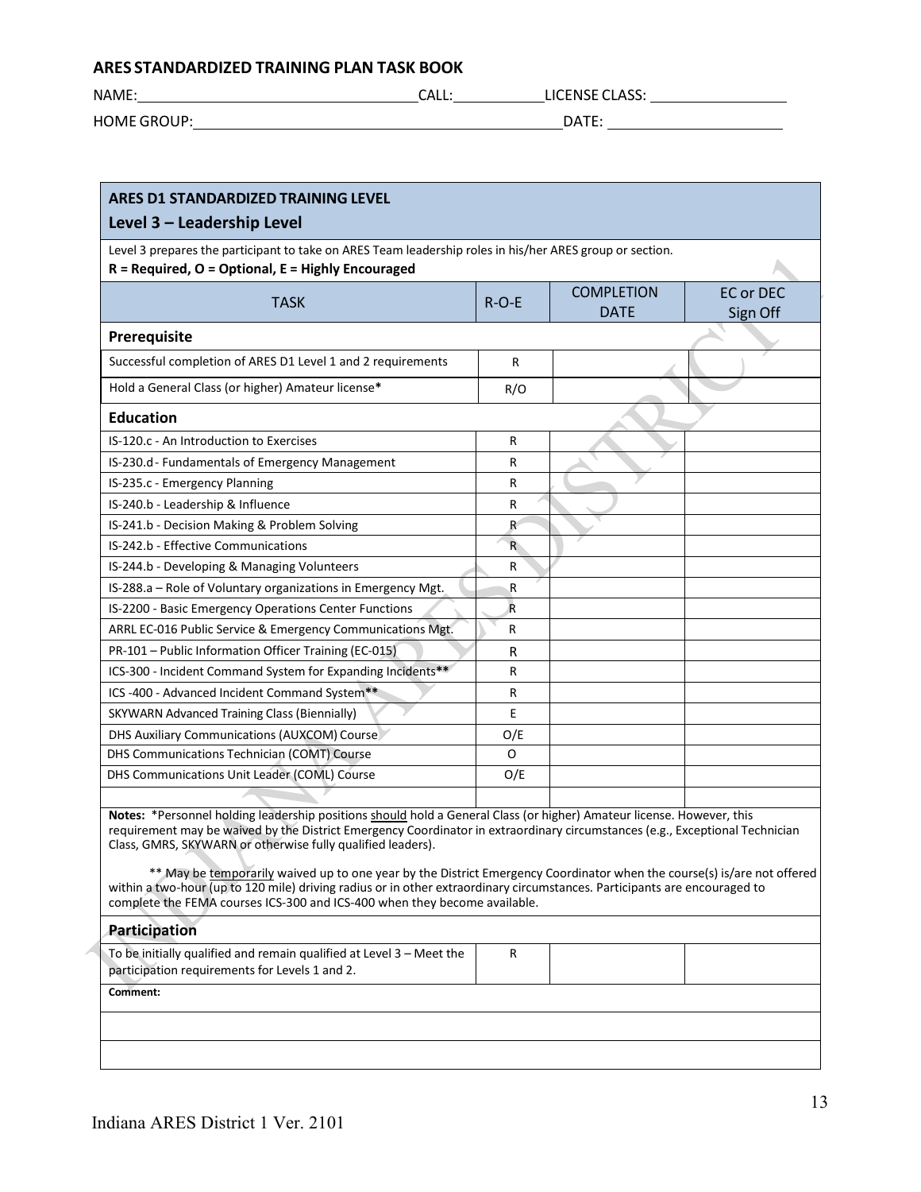## ARES STANDARDIZED TRAINING PLAN TASK BOOK

NAME:\_\_\_\_\_\_\_\_\_\_\_\_\_\_\_\_\_\_\_\_ CALL:\_\_\_\_\_\_\_\_\_\_ LICENSE CLASS:\_\_\_\_\_\_\_\_\_\_

HOME GROUP:\_\_\_\_\_\_\_\_\_\_\_\_\_\_\_\_\_\_\_\_\_\_\_\_ DATE:\_\_\_\_\_\_\_\_\_\_

| **ARES D1 STANDARDIZED TRAINING LEVEL**<br>**Level 3 – Leadership Level** | | | |
|---|---|---|---|
| Level 3 prepares the participant to take on ARES Team leadership roles in his/her ARES group or section.<br>**R = Required, O = Optional, E = Highly Encouraged** | | | |
| TASK | R-O-E | COMPLETION DATE | EC or DEC Sign Off |
| **Prerequisite** | | | |
| Successful completion of ARES D1 Level 1 and 2 requirements | R | | |
| Hold a General Class (or higher) Amateur license* | R/O | | |
| **Education** | | | |
| IS-120.c - An Introduction to Exercises | R | | |
| IS-230.d - Fundamentals of Emergency Management | R | | |
| IS-235.c - Emergency Planning | R | | |
| IS-240.b - Leadership & Influence | R | | |
| IS-241.b - Decision Making & Problem Solving | R | | |
| IS-242.b - Effective Communications | R | | |
| IS-244.b - Developing & Managing Volunteers | R | | |
| IS-288.a – Role of Voluntary organizations in Emergency Mgt. | R | | |
| IS-2200 - Basic Emergency Operations Center Functions | R | | |
| ARRL EC-016 Public Service & Emergency Communications Mgt. | R | | |
| PR-101 – Public Information Officer Training (EC-015) | R | | |
| ICS-300 - Incident Command System for Expanding Incidents** | R | | |
| ICS -400 - Advanced Incident Command System** | R | | |
| SKYWARN Advanced Training Class (Biennially) | E | | |
| DHS Auxiliary Communications (AUXCOM) Course | O/E | | |
| DHS Communications Technician (COMT) Course | O | | |
| DHS Communications Unit Leader (COML) Course | O/E | | |
| | | | |

**Notes:** *Personnel holding leadership positions should hold a General Class (or higher) Amateur license. However, this requirement may be waived by the District Emergency Coordinator in extraordinary circumstances (e.g., Exceptional Technician Class, GMRS, SKYWARN or otherwise fully qualified leaders).

** May be temporarily waived up to one year by the District Emergency Coordinator when the course(s) is/are not offered within a two-hour (up to 120 mile) driving radius or in other extraordinary circumstances. Participants are encouraged to complete the FEMA courses ICS-300 and ICS-400 when they become available.

| **Participation** | | | |
|---|---|---|---|
| To be initially qualified and remain qualified at Level 3 – Meet the participation requirements for Levels 1 and 2. | R | | |

**Comment:**

Indiana ARES District 1 Ver. 2101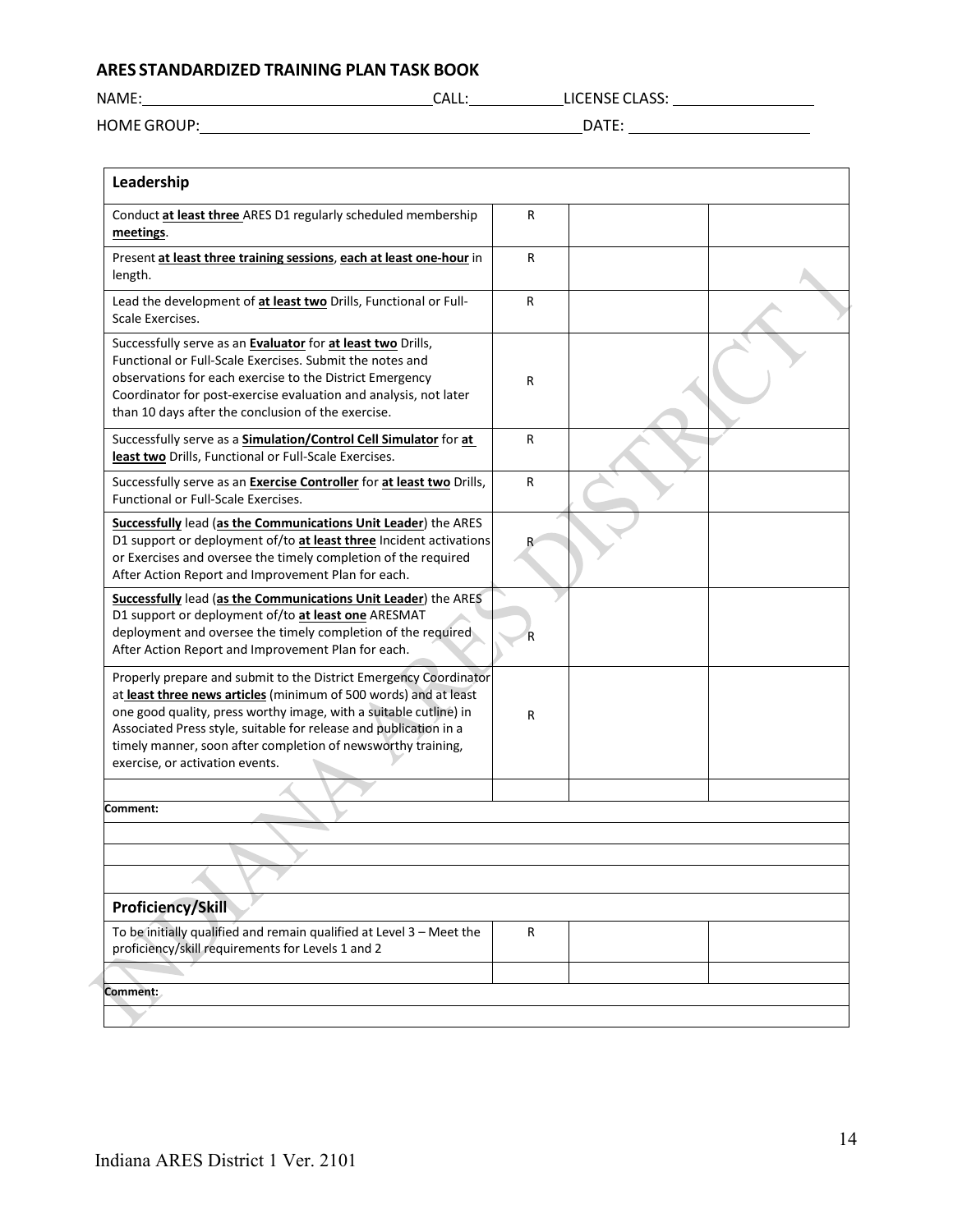**ARES STANDARDIZED TRAINING PLAN TASK BOOK**

NAME: ____________________ CALL: __________ LICENSE CLASS: __________

HOME GROUP: ____________________ DATE: __________

| Leadership | | | |
|---|---|---|---|
| Conduct **at least three** ARES D1 regularly scheduled membership **meetings**. | R | | |
| Present **at least three training sessions**, **each at least one-hour** in length. | R | | |
| Lead the development of **at least two** Drills, Functional or Full-Scale Exercises. | R | | |
| Successfully serve as an **Evaluator** for **at least two** Drills, Functional or Full-Scale Exercises. Submit the notes and observations for each exercise to the District Emergency Coordinator for post-exercise evaluation and analysis, not later than 10 days after the conclusion of the exercise. | R | | |
| Successfully serve as a **Simulation/Control Cell Simulator** for **at least two** Drills, Functional or Full-Scale Exercises. | R | | |
| Successfully serve as an **Exercise Controller** for **at least two** Drills, Functional or Full-Scale Exercises. | R | | |
| **Successfully** lead (**as the Communications Unit Leader**) the ARES D1 support or deployment of/to **at least three** Incident activations or Exercises and oversee the timely completion of the required After Action Report and Improvement Plan for each. | R | | |
| **Successfully** lead (**as the Communications Unit Leader**) the ARES D1 support or deployment of/to **at least one** ARESMAT deployment and oversee the timely completion of the required After Action Report and Improvement Plan for each. | R | | |
| Properly prepare and submit to the District Emergency Coordinator at **least three news articles** (minimum of 500 words) and at least one good quality, press worthy image, with a suitable cutline) in Associated Press style, suitable for release and publication in a timely manner, soon after completion of newsworthy training, exercise, or activation events. | R | | |
| | | | |
| **Comment:** | | | |
| | | | |
| | | | |
| | | | |

| Proficiency/Skill | | | |
|---|---|---|---|
| To be initially qualified and remain qualified at Level 3 – Meet the proficiency/skill requirements for Levels 1 and 2 | R | | |
| | | | |
| **Comment:** | | | |
| | | | |

Indiana ARES District 1 Ver. 2101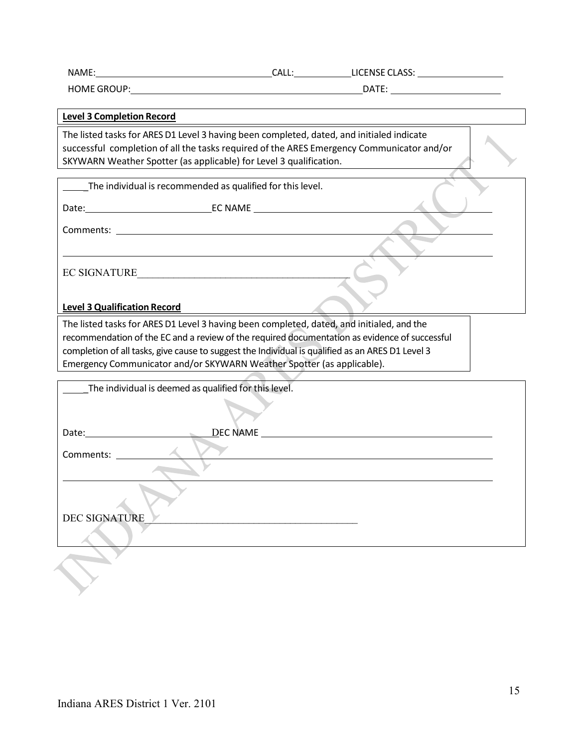NAME:\_\_\_\_\_\_\_\_\_\_\_\_\_\_\_\_\_\_\_\_\_\_\_\_\_\_\_\_\_\_\_\_\_\_\_\_ CALL:\_\_\_\_\_\_\_\_\_\_\_\_ LICENSE CLASS: \_\_\_\_\_\_\_\_\_\_\_\_\_\_\_\_\_\_

HOME GROUP:\_\_\_\_\_\_\_\_\_\_\_\_\_\_\_\_\_\_\_\_\_\_\_\_\_\_\_\_\_\_\_\_\_\_\_\_\_\_\_\_\_\_\_\_\_\_\_\_ DATE: \_\_\_\_\_\_\_\_\_\_\_\_\_\_\_\_\_\_\_\_\_\_\_

**Level 3 Completion Record**

The listed tasks for ARES D1 Level 3 having been completed, dated, and initialed indicate successful completion of all the tasks required of the ARES Emergency Communicator and/or SKYWARN Weather Spotter (as applicable) for Level 3 qualification.

\_\_\_\_\_The individual is recommended as qualified for this level.

Date:\_\_\_\_\_\_\_\_\_\_\_\_\_\_\_\_\_\_\_\_\_\_\_\_\_\_ EC NAME \_\_\_\_\_\_\_\_\_\_\_\_\_\_\_\_\_\_\_\_\_\_\_\_\_\_\_\_\_\_\_\_\_\_\_\_\_\_\_\_\_\_\_\_\_\_\_\_\_\_\_\_

Comments: \_\_\_\_\_\_\_\_\_\_\_\_\_\_\_\_\_\_\_\_\_\_\_\_\_\_\_\_\_\_\_\_\_\_\_\_\_\_\_\_\_\_\_\_\_\_\_\_\_\_\_\_\_\_\_\_\_\_\_\_\_\_\_\_\_\_\_\_\_\_\_\_\_\_\_\_

\_\_\_\_\_\_\_\_\_\_\_\_\_\_\_\_\_\_\_\_\_\_\_\_\_\_\_\_\_\_\_\_\_\_\_\_\_\_\_\_\_\_\_\_\_\_\_\_\_\_\_\_\_\_\_\_\_\_\_\_\_\_\_\_\_\_\_\_\_\_\_\_\_\_\_\_\_\_\_\_\_\_\_\_\_\_

EC SIGNATURE\_\_\_\_\_\_\_\_\_\_\_\_\_\_\_\_\_\_\_\_\_\_\_\_\_\_\_\_\_\_\_\_\_\_\_\_\_\_\_\_\_\_\_\_\_

**Level 3 Qualification Record**

The listed tasks for ARES D1 Level 3 having been completed, dated, and initialed, and the recommendation of the EC and a review of the required documentation as evidence of successful completion of all tasks, give cause to suggest the Individual is qualified as an ARES D1 Level 3 Emergency Communicator and/or SKYWARN Weather Spotter (as applicable).

\_\_\_\_\_The individual is deemed as qualified for this level.

Date:\_\_\_\_\_\_\_\_\_\_\_\_\_\_\_\_\_\_\_\_\_\_\_\_\_\_ DEC NAME \_\_\_\_\_\_\_\_\_\_\_\_\_\_\_\_\_\_\_\_\_\_\_\_\_\_\_\_\_\_\_\_\_\_\_\_\_\_\_\_\_\_\_\_\_\_\_\_\_\_\_

Comments: \_\_\_\_\_\_\_\_\_\_\_\_\_\_\_\_\_\_\_\_\_\_\_\_\_\_\_\_\_\_\_\_\_\_\_\_\_\_\_\_\_\_\_\_\_\_\_\_\_\_\_\_\_\_\_\_\_\_\_\_\_\_\_\_\_\_\_\_\_\_\_\_\_\_\_\_

\_\_\_\_\_\_\_\_\_\_\_\_\_\_\_\_\_\_\_\_\_\_\_\_\_\_\_\_\_\_\_\_\_\_\_\_\_\_\_\_\_\_\_\_\_\_\_\_\_\_\_\_\_\_\_\_\_\_\_\_\_\_\_\_\_\_\_\_\_\_\_\_\_\_\_\_\_\_\_\_\_\_\_\_\_\_

DEC SIGNATURE\_\_\_\_\_\_\_\_\_\_\_\_\_\_\_\_\_\_\_\_\_\_\_\_\_\_\_\_\_\_\_\_\_\_\_\_\_\_\_\_\_\_\_\_\_

Indiana ARES District 1 Ver. 2101